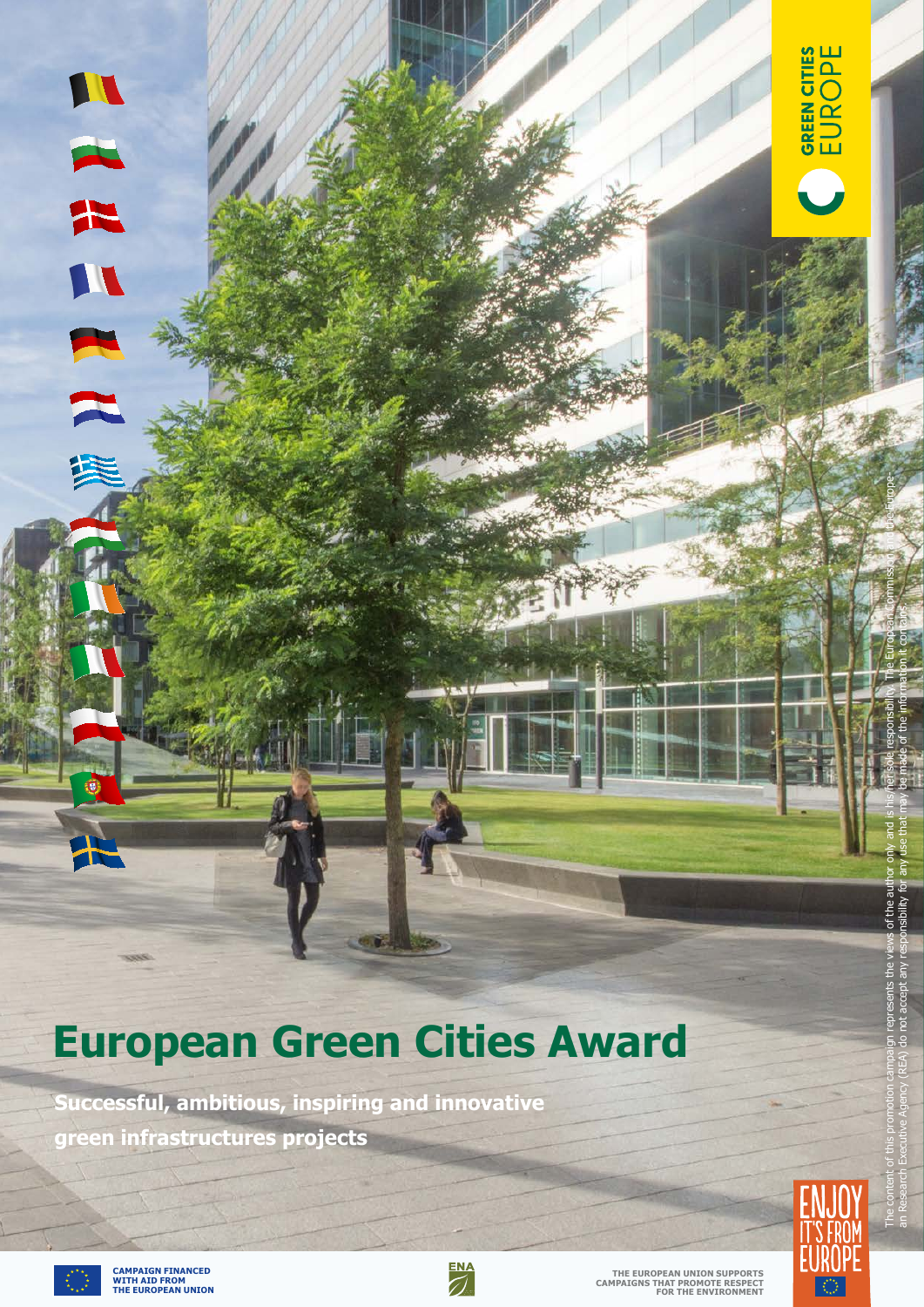GREEN CITIES EUROPE

# European Green Cities Award

**Successful, ambitious, inspiring and innovative green infrastructures projects**

The content of this promotion campaign represents the views of the author only and is his/her sole responsibility. The European Commission and the European Research Executive Agency (REA) do not accept any responsibility for any use that may be made of the information it contains.

CAMPAIGN FINANCED WITH AID FROM THE EUROPEAN UNION

ENA

THE EUROPEAN UNION SUPPORTS CAMPAIGNS THAT PROMOTE RESPECT FOR THE ENVIRONMENT

ENJOY IT'S FROM EUROPE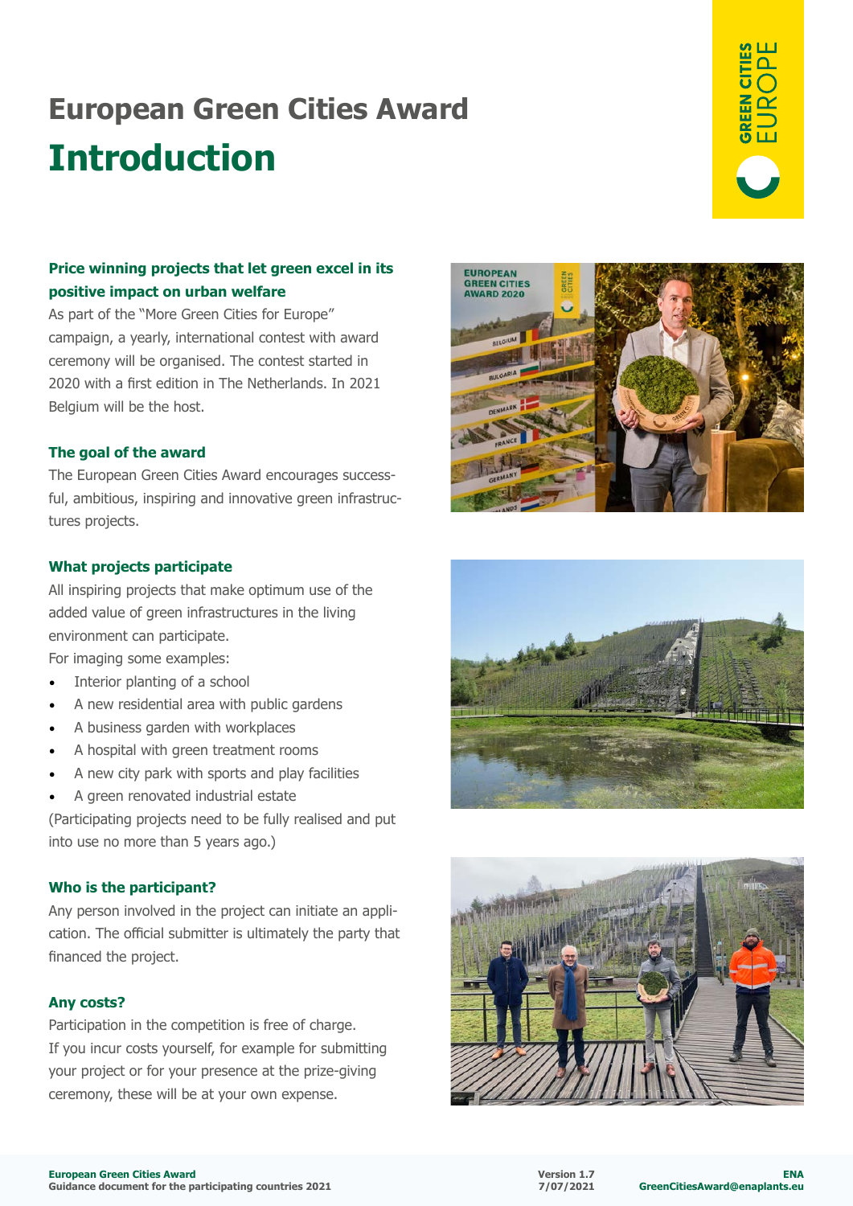# European Green Cities Award

# Introduction

### Price winning projects that let green excel in its positive impact on urban welfare

As part of the "More Green Cities for Europe" campaign, a yearly, international contest with award ceremony will be organised. The contest started in 2020 with a first edition in The Netherlands. In 2021 Belgium will be the host.

### The goal of the award

The European Green Cities Award encourages successful, ambitious, inspiring and innovative green infrastructures projects.

### What projects participate

All inspiring projects that make optimum use of the added value of green infrastructures in the living environment can participate.

For imaging some examples:

- Interior planting of a school
- A new residential area with public gardens
- A business garden with workplaces
- A hospital with green treatment rooms
- A new city park with sports and play facilities
- A green renovated industrial estate

(Participating projects need to be fully realised and put into use no more than 5 years ago.)

### Who is the participant?

Any person involved in the project can initiate an application. The official submitter is ultimately the party that financed the project.

### Any costs?

Participation in the competition is free of charge.
If you incur costs yourself, for example for submitting your project or for your presence at the prize-giving ceremony, these will be at your own expense.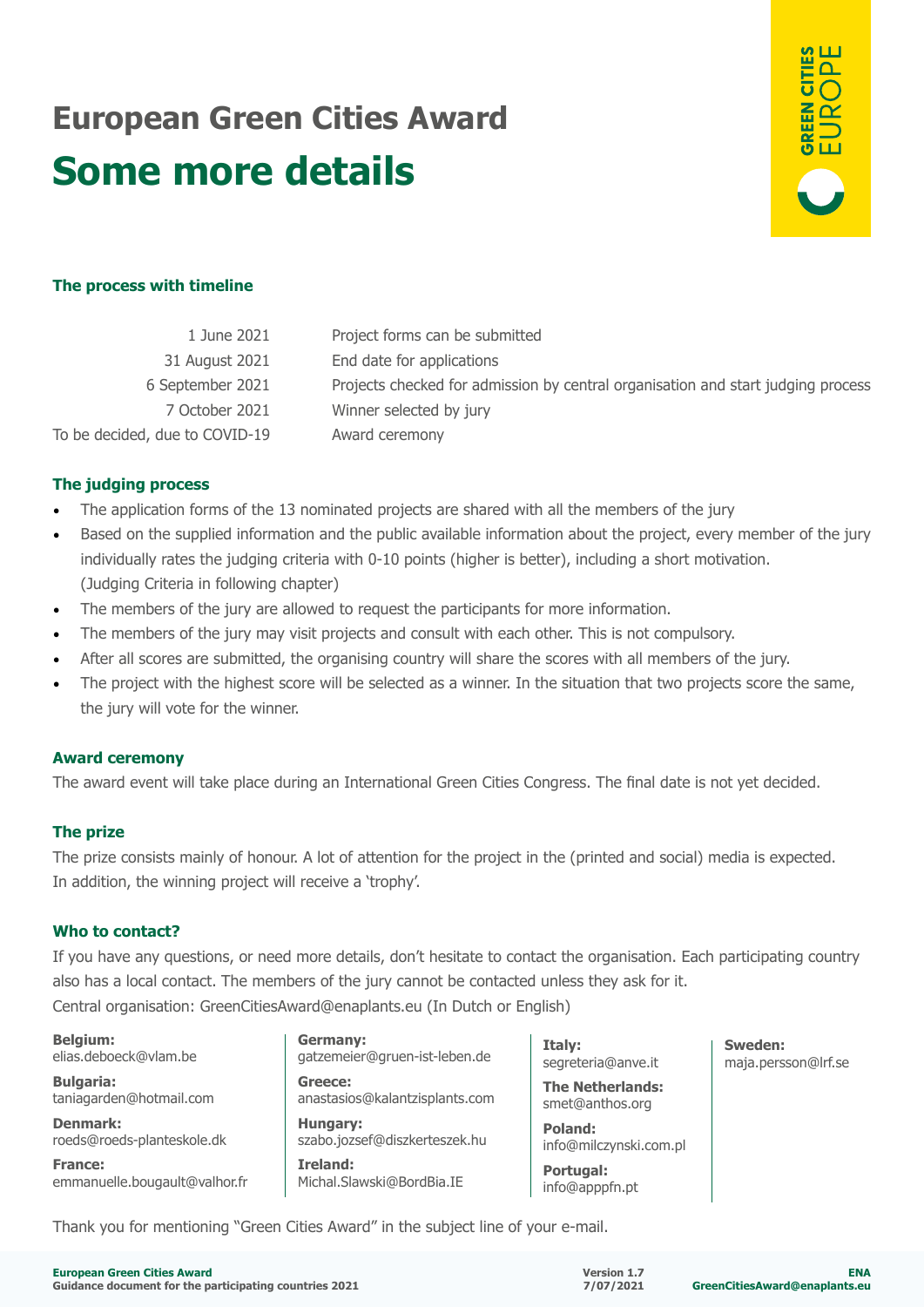# European Green Cities Award

## Some more details

### The process with timeline

| | |
|---|---|
| 1 June 2021 | Project forms can be submitted |
| 31 August 2021 | End date for applications |
| 6 September 2021 | Projects checked for admission by central organisation and start judging process |
| 7 October 2021 | Winner selected by jury |
| To be decided, due to COVID-19 | Award ceremony |

### The judging process

- The application forms of the 13 nominated projects are shared with all the members of the jury
- Based on the supplied information and the public available information about the project, every member of the jury individually rates the judging criteria with 0-10 points (higher is better), including a short motivation. (Judging Criteria in following chapter)
- The members of the jury are allowed to request the participants for more information.
- The members of the jury may visit projects and consult with each other. This is not compulsory.
- After all scores are submitted, the organising country will share the scores with all members of the jury.
- The project with the highest score will be selected as a winner. In the situation that two projects score the same, the jury will vote for the winner.

### Award ceremony

The award event will take place during an International Green Cities Congress. The final date is not yet decided.

### The prize

The prize consists mainly of honour. A lot of attention for the project in the (printed and social) media is expected. In addition, the winning project will receive a 'trophy'.

### Who to contact?

If you have any questions, or need more details, don't hesitate to contact the organisation. Each participating country also has a local contact. The members of the jury cannot be contacted unless they ask for it.

Central organisation: GreenCitiesAward@enaplants.eu (In Dutch or English)

**Belgium:**
elias.deboeck@vlam.be

**Bulgaria:**
taniagarden@hotmail.com

**Denmark:**
roeds@roeds-planteskole.dk

**France:**
emmanuelle.bougault@valhor.fr

**Germany:**
gatzemeier@gruen-ist-leben.de

**Greece:**
anastasios@kalantzisplants.com

**Hungary:**
szabo.jozsef@diszkerteszek.hu

**Ireland:**
Michal.Slawski@BordBia.IE

**Italy:**
segreteria@anve.it

**The Netherlands:**
smet@anthos.org

**Poland:**
info@milczynski.com.pl

**Portugal:**
info@apppfn.pt

**Sweden:**
maja.persson@lrf.se

Thank you for mentioning "Green Cities Award" in the subject line of your e-mail.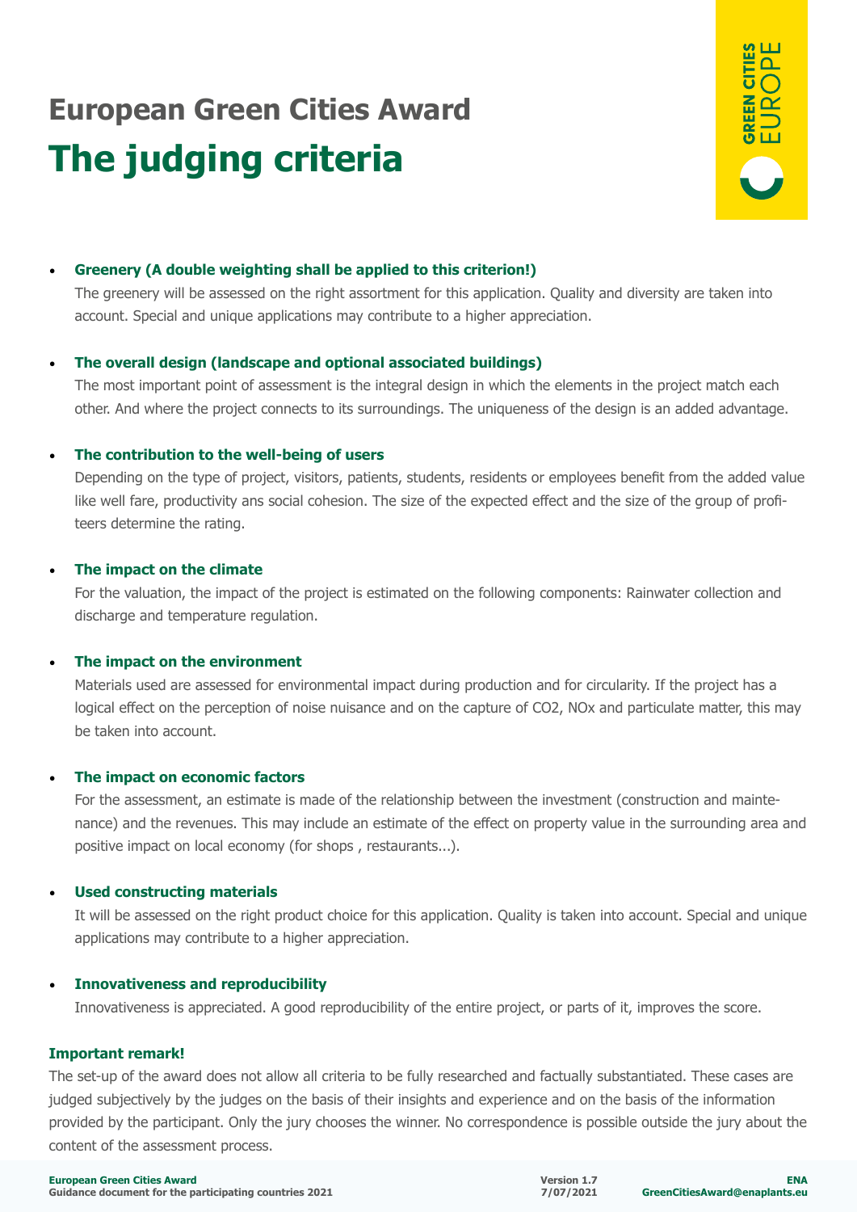## European Green Cities Award

# The judging criteria

- **Greenery (A double weighting shall be applied to this criterion!)**
  The greenery will be assessed on the right assortment for this application. Quality and diversity are taken into account. Special and unique applications may contribute to a higher appreciation.

- **The overall design (landscape and optional associated buildings)**
  The most important point of assessment is the integral design in which the elements in the project match each other. And where the project connects to its surroundings. The uniqueness of the design is an added advantage.

- **The contribution to the well-being of users**
  Depending on the type of project, visitors, patients, students, residents or employees benefit from the added value like well fare, productivity ans social cohesion. The size of the expected effect and the size of the group of profiteers determine the rating.

- **The impact on the climate**
  For the valuation, the impact of the project is estimated on the following components: Rainwater collection and discharge and temperature regulation.

- **The impact on the environment**
  Materials used are assessed for environmental impact during production and for circularity. If the project has a logical effect on the perception of noise nuisance and on the capture of $CO_2$, $NO_x$ and particulate matter, this may be taken into account.

- **The impact on economic factors**
  For the assessment, an estimate is made of the relationship between the investment (construction and maintenance) and the revenues. This may include an estimate of the effect on property value in the surrounding area and positive impact on local economy (for shops , restaurants...).

- **Used constructing materials**
  It will be assessed on the right product choice for this application. Quality is taken into account. Special and unique applications may contribute to a higher appreciation.

- **Innovativeness and reproducibility**
  Innovativeness is appreciated. A good reproducibility of the entire project, or parts of it, improves the score.

**Important remark!**

The set-up of the award does not allow all criteria to be fully researched and factually substantiated. These cases are judged subjectively by the judges on the basis of their insights and experience and on the basis of the information provided by the participant. Only the jury chooses the winner. No correspondence is possible outside the jury about the content of the assessment process.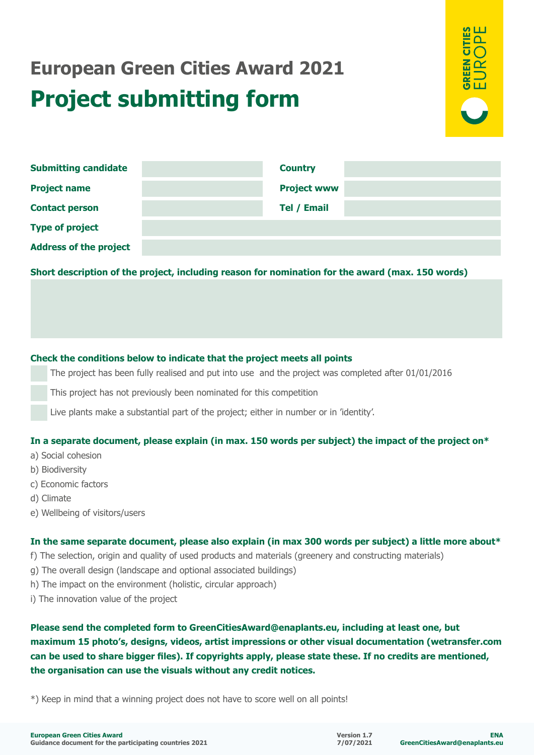# European Green Cities Award 2021

# Project submitting form

GREEN CITIES EUROPE

| | | | |
|---|---|---|---|
| **Submitting candidate** | | **Country** | |
| **Project name** | | **Project www** | |
| **Contact person** | | **Tel / Email** | |
| **Type of project** | | | |
| **Address of the project** | | | |

**Short description of the project, including reason for nomination for the award (max. 150 words)**

**Check the conditions below to indicate that the project meets all points**

- [ ] The project has been fully realised and put into use and the project was completed after 01/01/2016
- [ ] This project has not previously been nominated for this competition
- [ ] Live plants make a substantial part of the project; either in number or in 'identity'.

**In a separate document, please explain (in max. 150 words per subject) the impact of the project on***

a) Social cohesion
b) Biodiversity
c) Economic factors
d) Climate
e) Wellbeing of visitors/users

**In the same separate document, please also explain (in max 300 words per subject) a little more about***

f) The selection, origin and quality of used products and materials (greenery and constructing materials)
g) The overall design (landscape and optional associated buildings)
h) The impact on the environment (holistic, circular approach)
i) The innovation value of the project

**Please send the completed form to GreenCitiesAward@enaplants.eu, including at least one, but maximum 15 photo's, designs, videos, artist impressions or other visual documentation (wetransfer.com can be used to share bigger files). If copyrights apply, please state these. If no credits are mentioned, the organisation can use the visuals without any credit notices.**

*) Keep in mind that a winning project does not have to score well on all points!